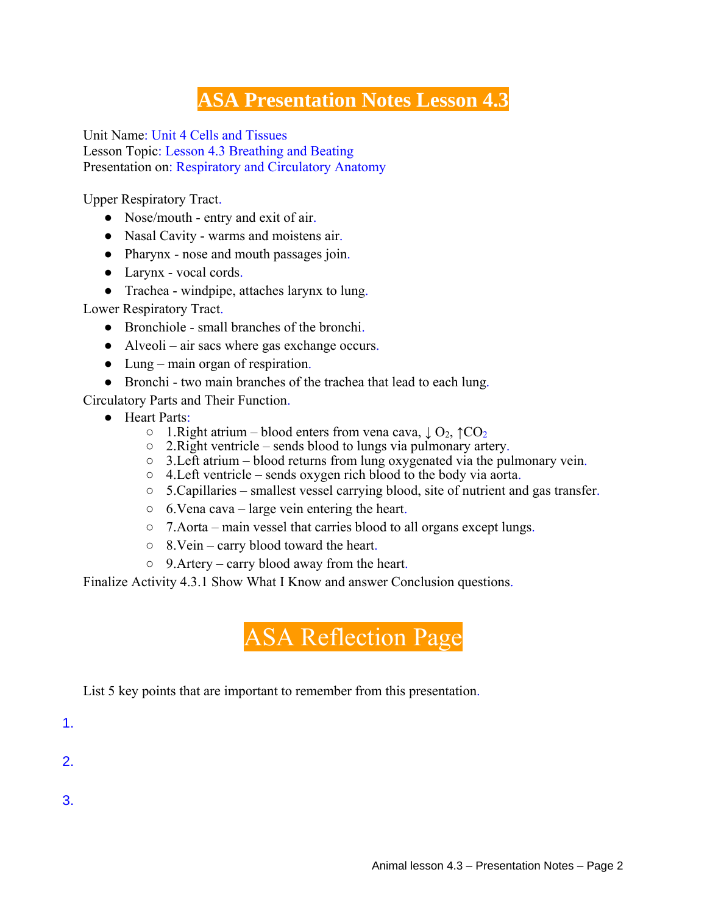# ASA Presentation Notes Lesson 4.3

Unit Name: Unit 4 Cells and Tissues
Lesson Topic: Lesson 4.3 Breathing and Beating
Presentation on: Respiratory and Circulatory Anatomy

Upper Respiratory Tract.

- Nose/mouth - entry and exit of air.
- Nasal Cavity - warms and moistens air.
- Pharynx - nose and mouth passages join.
- Larynx - vocal cords.
- Trachea - windpipe, attaches larynx to lung.

Lower Respiratory Tract.

- Bronchiole - small branches of the bronchi.
- Alveoli – air sacs where gas exchange occurs.
- Lung – main organ of respiration.
- Bronchi - two main branches of the trachea that lead to each lung.

Circulatory Parts and Their Function.

- Heart Parts:
  - 1.Right atrium – blood enters from vena cava, ↓ $O_2$, ↑$CO_2$
  - 2.Right ventricle – sends blood to lungs via pulmonary artery.
  - 3.Left atrium – blood returns from lung oxygenated via the pulmonary vein.
  - 4.Left ventricle – sends oxygen rich blood to the body via aorta.
  - 5.Capillaries – smallest vessel carrying blood, site of nutrient and gas transfer.
  - 6.Vena cava – large vein entering the heart.
  - 7.Aorta – main vessel that carries blood to all organs except lungs.
  - 8.Vein – carry blood toward the heart.
  - 9.Artery – carry blood away from the heart.

Finalize Activity 4.3.1 Show What I Know and answer Conclusion questions.

# ASA Reflection Page

List 5 key points that are important to remember from this presentation.

1.

2.

3.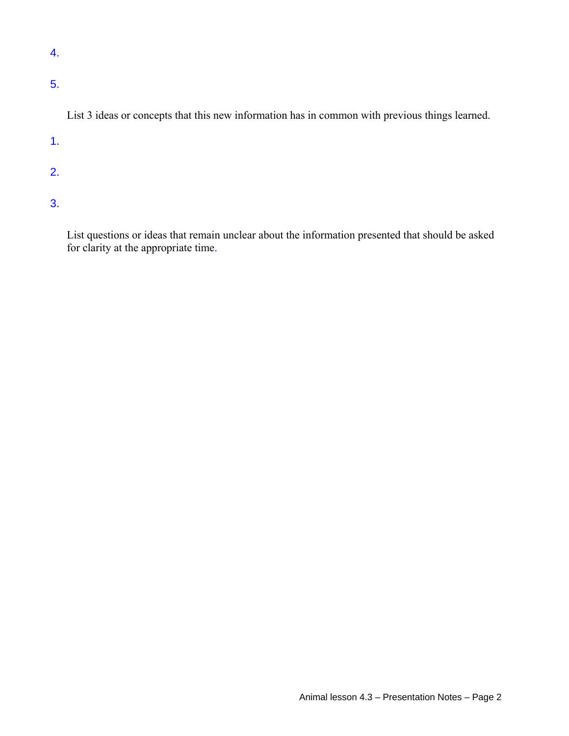4.

5.

List 3 ideas or concepts that this new information has in common with previous things learned.

1.

2.

3.

List questions or ideas that remain unclear about the information presented that should be asked for clarity at the appropriate time.